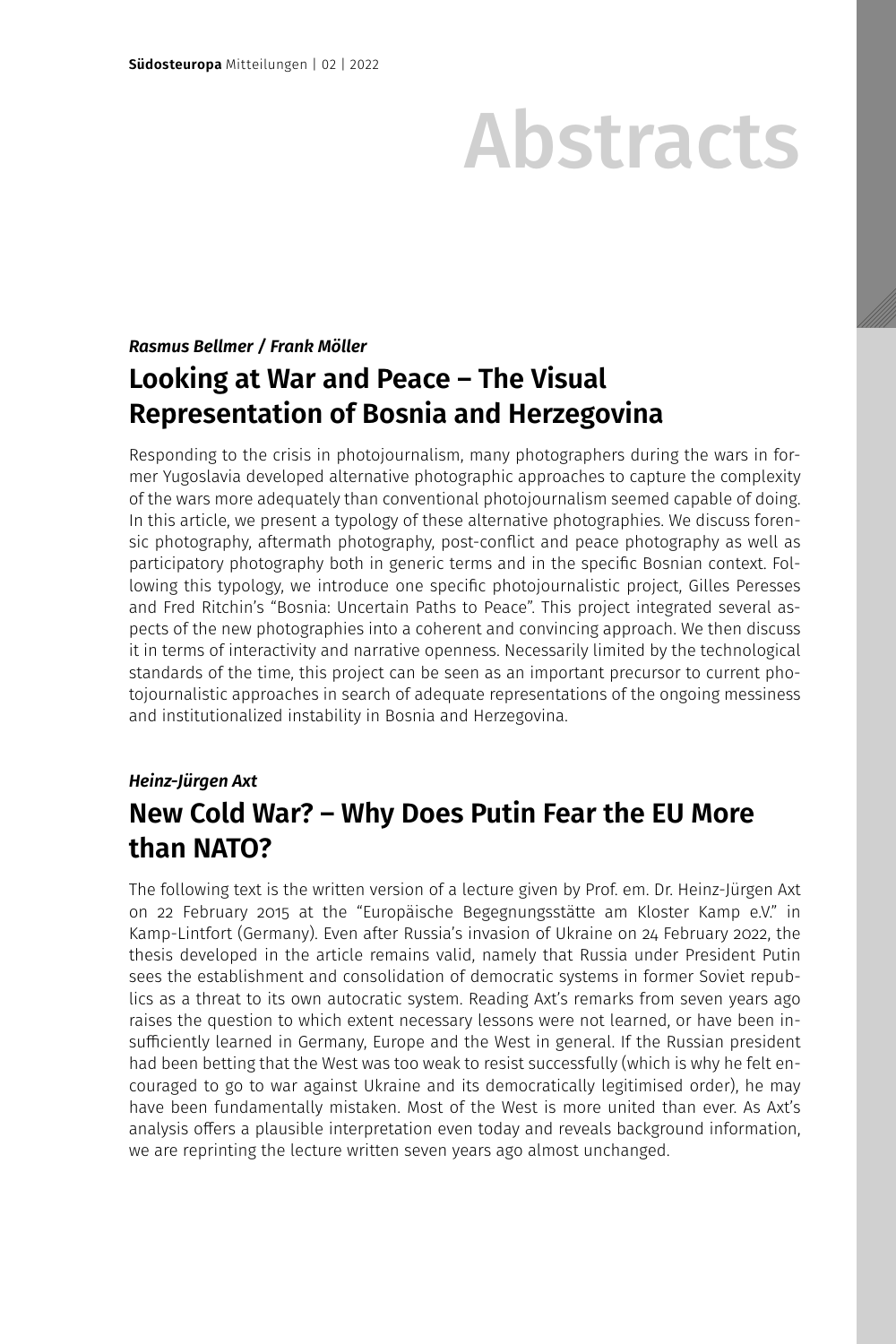# Abstracts

*Rasmus Bellmer / Frank Möller*

## Looking at War and Peace – The Visual Representation of Bosnia and Herzegovina

Responding to the crisis in photojournalism, many photographers during the wars in former Yugoslavia developed alternative photographic approaches to capture the complexity of the wars more adequately than conventional photojournalism seemed capable of doing. In this article, we present a typology of these alternative photographies. We discuss forensic photography, aftermath photography, post-conflict and peace photography as well as participatory photography both in generic terms and in the specific Bosnian context. Following this typology, we introduce one specific photojournalistic project, Gilles Peresses and Fred Ritchin's "Bosnia: Uncertain Paths to Peace". This project integrated several aspects of the new photographies into a coherent and convincing approach. We then discuss it in terms of interactivity and narrative openness. Necessarily limited by the technological standards of the time, this project can be seen as an important precursor to current photojournalistic approaches in search of adequate representations of the ongoing messiness and institutionalized instability in Bosnia and Herzegovina.

*Heinz-Jürgen Axt*

## New Cold War? – Why Does Putin Fear the EU More than NATO?

The following text is the written version of a lecture given by Prof. em. Dr. Heinz-Jürgen Axt on 22 February 2015 at the "Europäische Begegnungsstätte am Kloster Kamp e.V." in Kamp-Lintfort (Germany). Even after Russia's invasion of Ukraine on 24 February 2022, the thesis developed in the article remains valid, namely that Russia under President Putin sees the establishment and consolidation of democratic systems in former Soviet republics as a threat to its own autocratic system. Reading Axt's remarks from seven years ago raises the question to which extent necessary lessons were not learned, or have been insufficiently learned in Germany, Europe and the West in general. If the Russian president had been betting that the West was too weak to resist successfully (which is why he felt encouraged to go to war against Ukraine and its democratically legitimised order), he may have been fundamentally mistaken. Most of the West is more united than ever. As Axt's analysis offers a plausible interpretation even today and reveals background information, we are reprinting the lecture written seven years ago almost unchanged.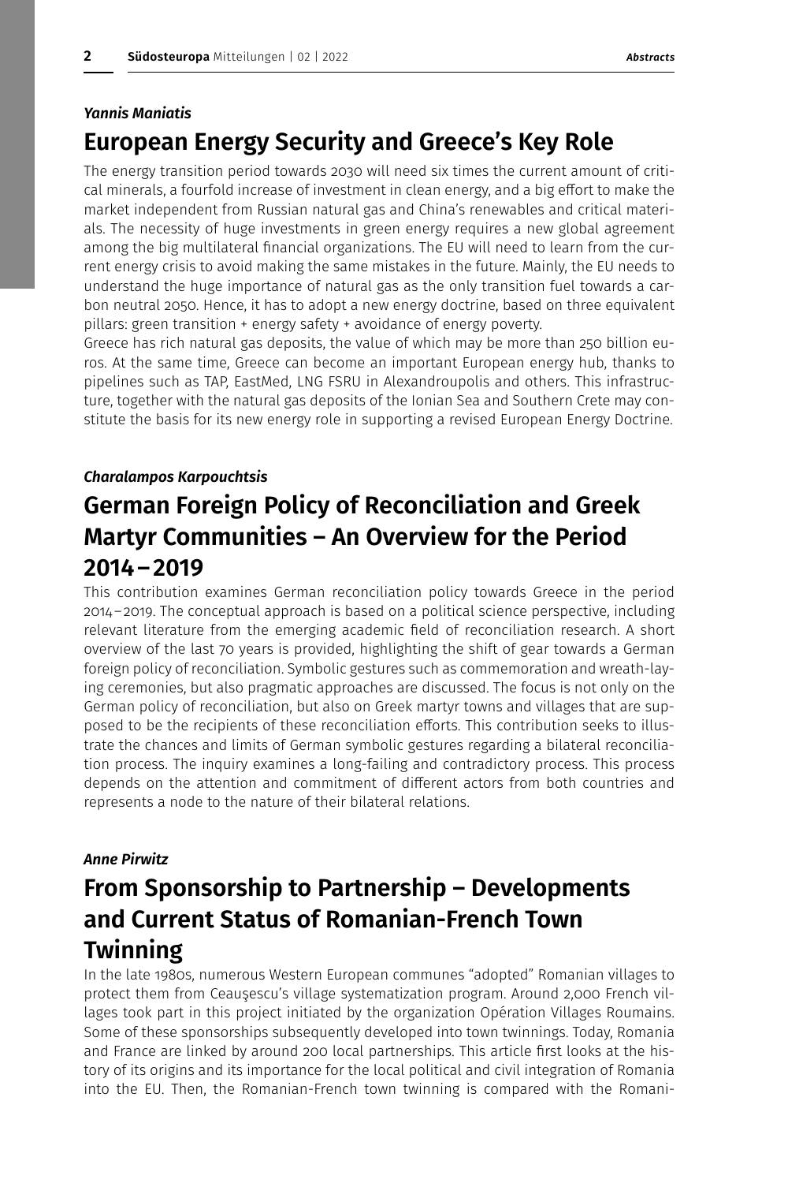*Yannis Maniatis*

## European Energy Security and Greece's Key Role

The energy transition period towards 2030 will need six times the current amount of critical minerals, a fourfold increase of investment in clean energy, and a big effort to make the market independent from Russian natural gas and China's renewables and critical materials. The necessity of huge investments in green energy requires a new global agreement among the big multilateral financial organizations. The EU will need to learn from the current energy crisis to avoid making the same mistakes in the future. Mainly, the EU needs to understand the huge importance of natural gas as the only transition fuel towards a carbon neutral 2050. Hence, it has to adopt a new energy doctrine, based on three equivalent pillars: green transition + energy safety + avoidance of energy poverty.

Greece has rich natural gas deposits, the value of which may be more than 250 billion euros. At the same time, Greece can become an important European energy hub, thanks to pipelines such as TAP, EastMed, LNG FSRU in Alexandroupolis and others. This infrastructure, together with the natural gas deposits of the Ionian Sea and Southern Crete may constitute the basis for its new energy role in supporting a revised European Energy Doctrine.

*Charalampos Karpouchtsis*

## German Foreign Policy of Reconciliation and Greek Martyr Communities – An Overview for the Period 2014–2019

This contribution examines German reconciliation policy towards Greece in the period 2014–2019. The conceptual approach is based on a political science perspective, including relevant literature from the emerging academic field of reconciliation research. A short overview of the last 70 years is provided, highlighting the shift of gear towards a German foreign policy of reconciliation. Symbolic gestures such as commemoration and wreath-laying ceremonies, but also pragmatic approaches are discussed. The focus is not only on the German policy of reconciliation, but also on Greek martyr towns and villages that are supposed to be the recipients of these reconciliation efforts. This contribution seeks to illustrate the chances and limits of German symbolic gestures regarding a bilateral reconciliation process. The inquiry examines a long-failing and contradictory process. This process depends on the attention and commitment of different actors from both countries and represents a node to the nature of their bilateral relations.

*Anne Pirwitz*

## From Sponsorship to Partnership – Developments and Current Status of Romanian-French Town Twinning

In the late 1980s, numerous Western European communes "adopted" Romanian villages to protect them from Ceauşescu's village systematization program. Around 2,000 French villages took part in this project initiated by the organization Opération Villages Roumains. Some of these sponsorships subsequently developed into town twinnings. Today, Romania and France are linked by around 200 local partnerships. This article first looks at the history of its origins and its importance for the local political and civil integration of Romania into the EU. Then, the Romanian-French town twinning is compared with the Romani-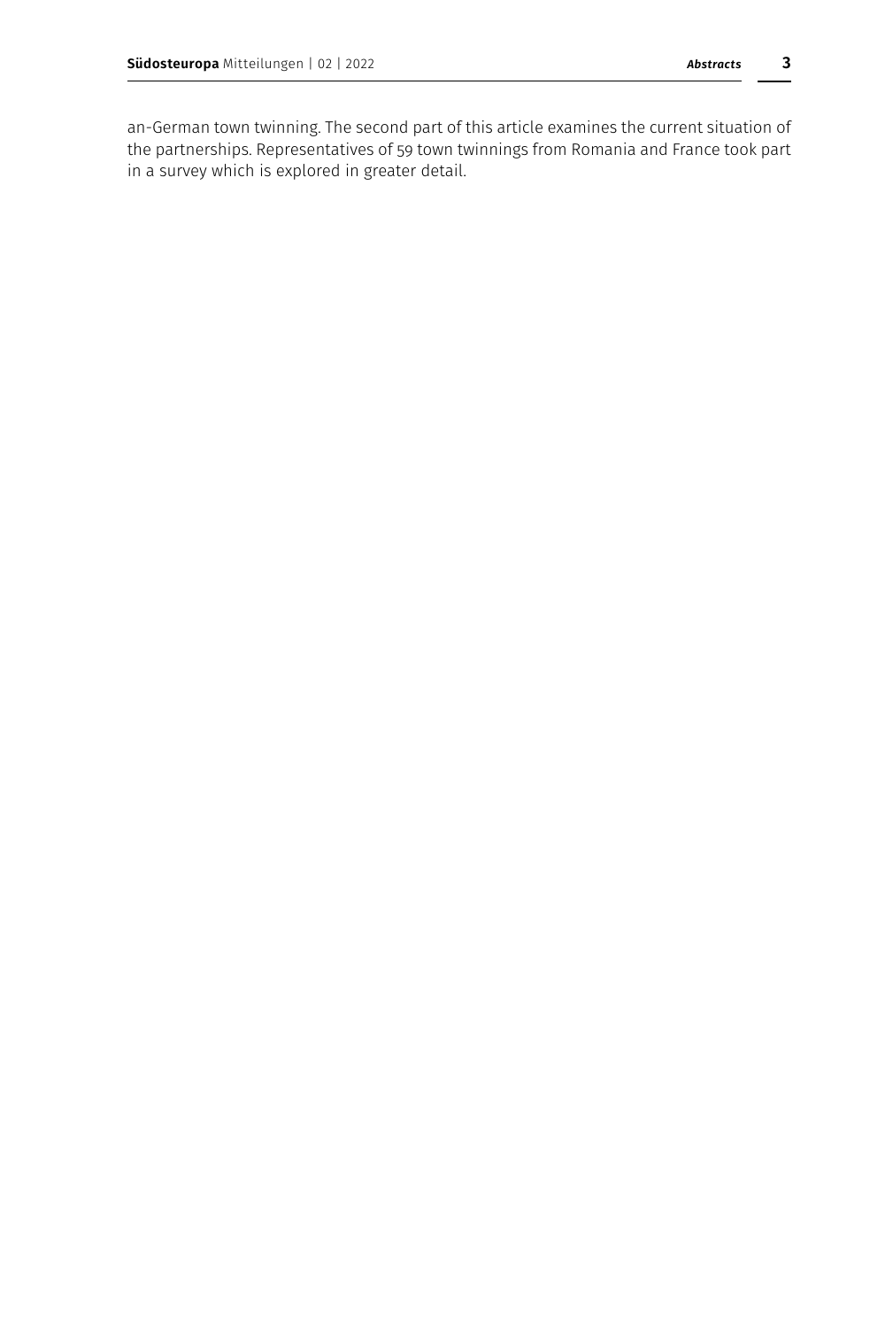an-German town twinning. The second part of this article examines the current situation of the partnerships. Representatives of 59 town twinnings from Romania and France took part in a survey which is explored in greater detail.